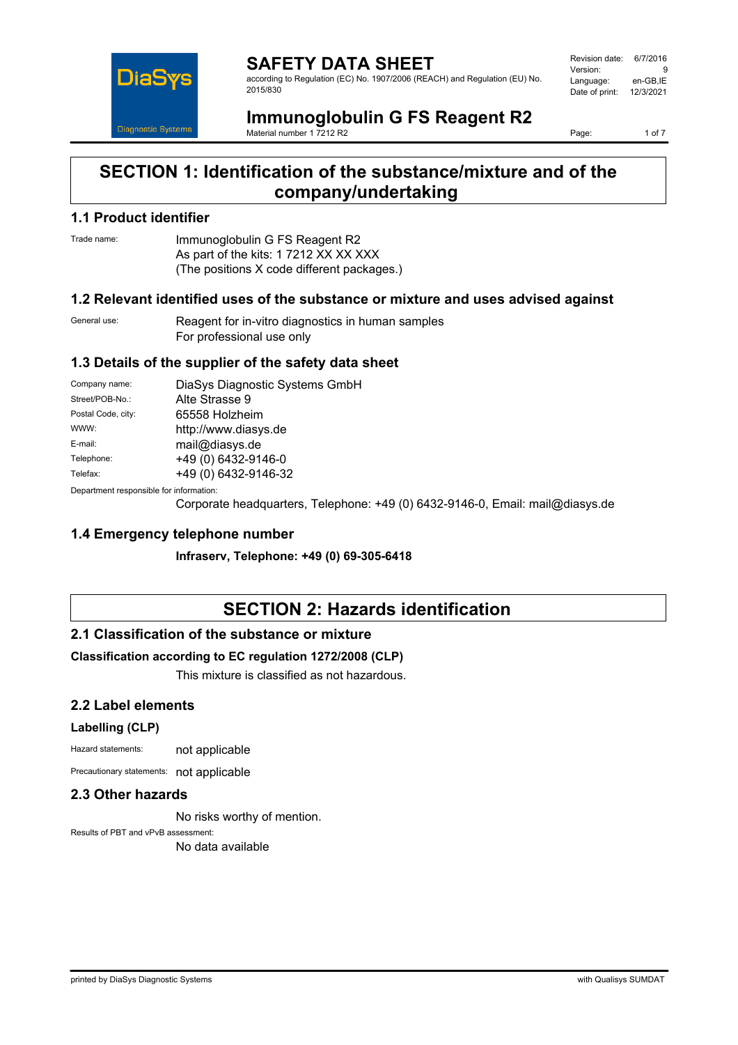# SAFETY DATA SHEET

according to Regulation (EC) No. 1907/2006 (REACH) and Regulation (EU) No. 2015/830

Revision date: 6/7/2016
Version: 9
Language: en-GB,IE
Date of print: 12/3/2021

# Immunoglobulin G FS Reagent R2

Material number 1 7212 R2

## SECTION 1: Identification of the substance/mixture and of the company/undertaking

### 1.1 Product identifier

Trade name: Immunoglobulin G FS Reagent R2
As part of the kits: 1 7212 XX XX XXX
(The positions X code different packages.)

### 1.2 Relevant identified uses of the substance or mixture and uses advised against

General use: Reagent for in-vitro diagnostics in human samples
For professional use only

### 1.3 Details of the supplier of the safety data sheet

Company name: DiaSys Diagnostic Systems GmbH
Street/POB-No.: Alte Strasse 9
Postal Code, city: 65558 Holzheim
WWW: http://www.diasys.de
E-mail: mail@diasys.de
Telephone: +49 (0) 6432-9146-0
Telefax: +49 (0) 6432-9146-32

Department responsible for information:
Corporate headquarters, Telephone: +49 (0) 6432-9146-0, Email: mail@diasys.de

### 1.4 Emergency telephone number

**Infraserv, Telephone: +49 (0) 69-305-6418**

## SECTION 2: Hazards identification

### 2.1 Classification of the substance or mixture

**Classification according to EC regulation 1272/2008 (CLP)**

This mixture is classified as not hazardous.

### 2.2 Label elements

**Labelling (CLP)**

Hazard statements: not applicable

Precautionary statements: not applicable

### 2.3 Other hazards

No risks worthy of mention.

Results of PBT and vPvB assessment:
No data available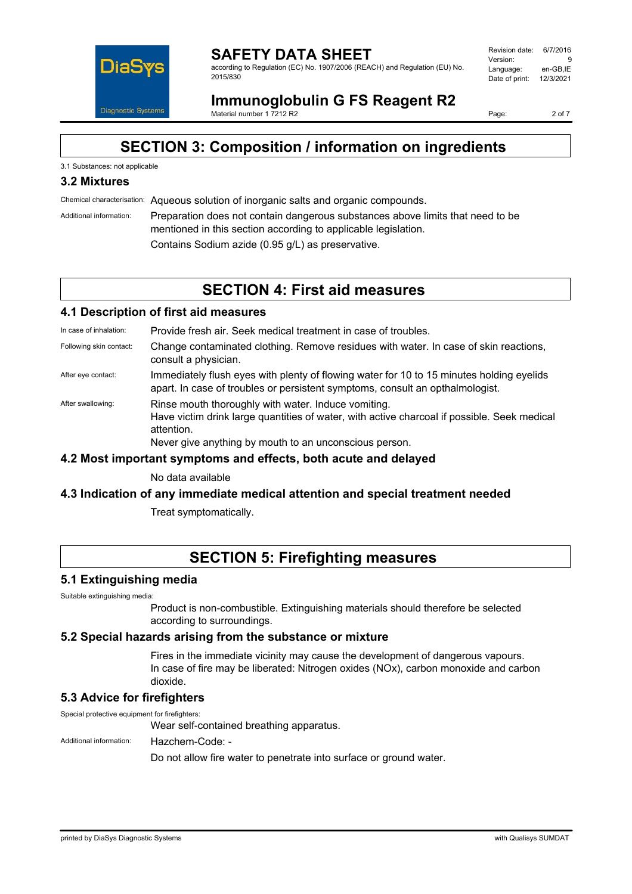## SECTION 3: Composition / information on ingredients

3.1 Substances: not applicable

### 3.2 Mixtures

Chemical characterisation: Aqueous solution of inorganic salts and organic compounds.

Additional information: Preparation does not contain dangerous substances above limits that need to be mentioned in this section according to applicable legislation.

Contains Sodium azide (0.95 g/L) as preservative.

## SECTION 4: First aid measures

### 4.1 Description of first aid measures

In case of inhalation: Provide fresh air. Seek medical treatment in case of troubles.

Following skin contact: Change contaminated clothing. Remove residues with water. In case of skin reactions, consult a physician.

After eye contact: Immediately flush eyes with plenty of flowing water for 10 to 15 minutes holding eyelids apart. In case of troubles or persistent symptoms, consult an opthalmologist.

After swallowing: Rinse mouth thoroughly with water. Induce vomiting.
Have victim drink large quantities of water, with active charcoal if possible. Seek medical attention.
Never give anything by mouth to an unconscious person.

### 4.2 Most important symptoms and effects, both acute and delayed

No data available

### 4.3 Indication of any immediate medical attention and special treatment needed

Treat symptomatically.

## SECTION 5: Firefighting measures

### 5.1 Extinguishing media

Suitable extinguishing media:

Product is non-combustible. Extinguishing materials should therefore be selected according to surroundings.

### 5.2 Special hazards arising from the substance or mixture

Fires in the immediate vicinity may cause the development of dangerous vapours.
In case of fire may be liberated: Nitrogen oxides (NOx), carbon monoxide and carbon dioxide.

### 5.3 Advice for firefighters

Special protective equipment for firefighters:

Wear self-contained breathing apparatus.

Additional information: Hazchem-Code: -

Do not allow fire water to penetrate into surface or ground water.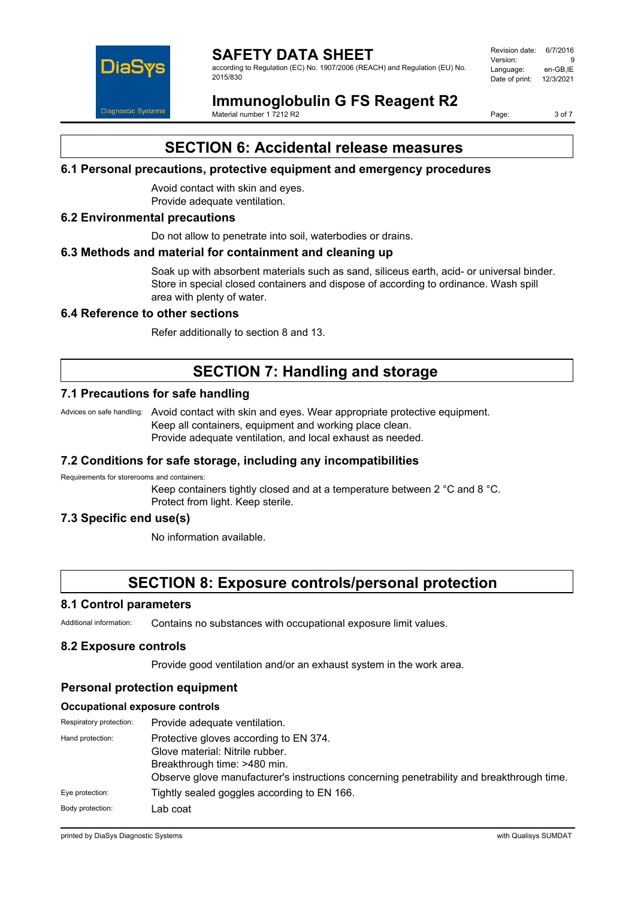# SECTION 6: Accidental release measures

## 6.1 Personal precautions, protective equipment and emergency procedures

Avoid contact with skin and eyes.
Provide adequate ventilation.

## 6.2 Environmental precautions

Do not allow to penetrate into soil, waterbodies or drains.

## 6.3 Methods and material for containment and cleaning up

Soak up with absorbent materials such as sand, siliceus earth, acid- or universal binder. Store in special closed containers and dispose of according to ordinance. Wash spill area with plenty of water.

## 6.4 Reference to other sections

Refer additionally to section 8 and 13.

# SECTION 7: Handling and storage

## 7.1 Precautions for safe handling

Advices on safe handling: Avoid contact with skin and eyes. Wear appropriate protective equipment.
Keep all containers, equipment and working place clean.
Provide adequate ventilation, and local exhaust as needed.

## 7.2 Conditions for safe storage, including any incompatibilities

Requirements for storerooms and containers:

Keep containers tightly closed and at a temperature between 2 °C and 8 °C.
Protect from light. Keep sterile.

## 7.3 Specific end use(s)

No information available.

# SECTION 8: Exposure controls/personal protection

## 8.1 Control parameters

Additional information: Contains no substances with occupational exposure limit values.

## 8.2 Exposure controls

Provide good ventilation and/or an exhaust system in the work area.

## Personal protection equipment

### Occupational exposure controls

Respiratory protection: Provide adequate ventilation.

Hand protection: Protective gloves according to EN 374.
Glove material: Nitrile rubber.
Breakthrough time: >480 min.
Observe glove manufacturer's instructions concerning penetrability and breakthrough time.

Eye protection: Tightly sealed goggles according to EN 166.

Body protection: Lab coat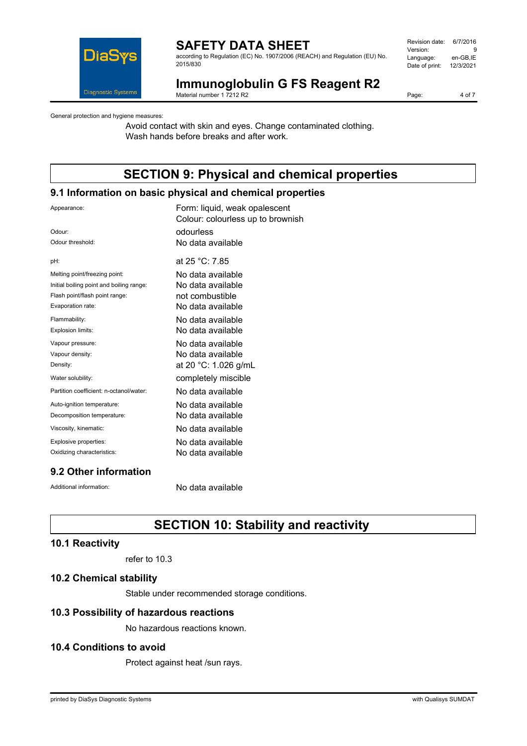General protection and hygiene measures:

Avoid contact with skin and eyes. Change contaminated clothing.
Wash hands before breaks and after work.

# SECTION 9: Physical and chemical properties

## 9.1 Information on basic physical and chemical properties

| | |
|---|---|
| Appearance: | Form: liquid, weak opalescent<br>Colour: colourless up to brownish |
| Odour: | odourless |
| Odour threshold: | No data available |
| pH: | at 25 °C: 7.85 |
| Melting point/freezing point: | No data available |
| Initial boiling point and boiling range: | No data available |
| Flash point/flash point range: | not combustible |
| Evaporation rate: | No data available |
| Flammability: | No data available |
| Explosion limits: | No data available |
| Vapour pressure: | No data available |
| Vapour density: | No data available |
| Density: | at 20 °C: 1.026 g/mL |
| Water solubility: | completely miscible |
| Partition coefficient: n-octanol/water: | No data available |
| Auto-ignition temperature: | No data available |
| Decomposition temperature: | No data available |
| Viscosity, kinematic: | No data available |
| Explosive properties: | No data available |
| Oxidizing characteristics: | No data available |

## 9.2 Other information

Additional information: No data available

# SECTION 10: Stability and reactivity

## 10.1 Reactivity

refer to 10.3

## 10.2 Chemical stability

Stable under recommended storage conditions.

## 10.3 Possibility of hazardous reactions

No hazardous reactions known.

## 10.4 Conditions to avoid

Protect against heat /sun rays.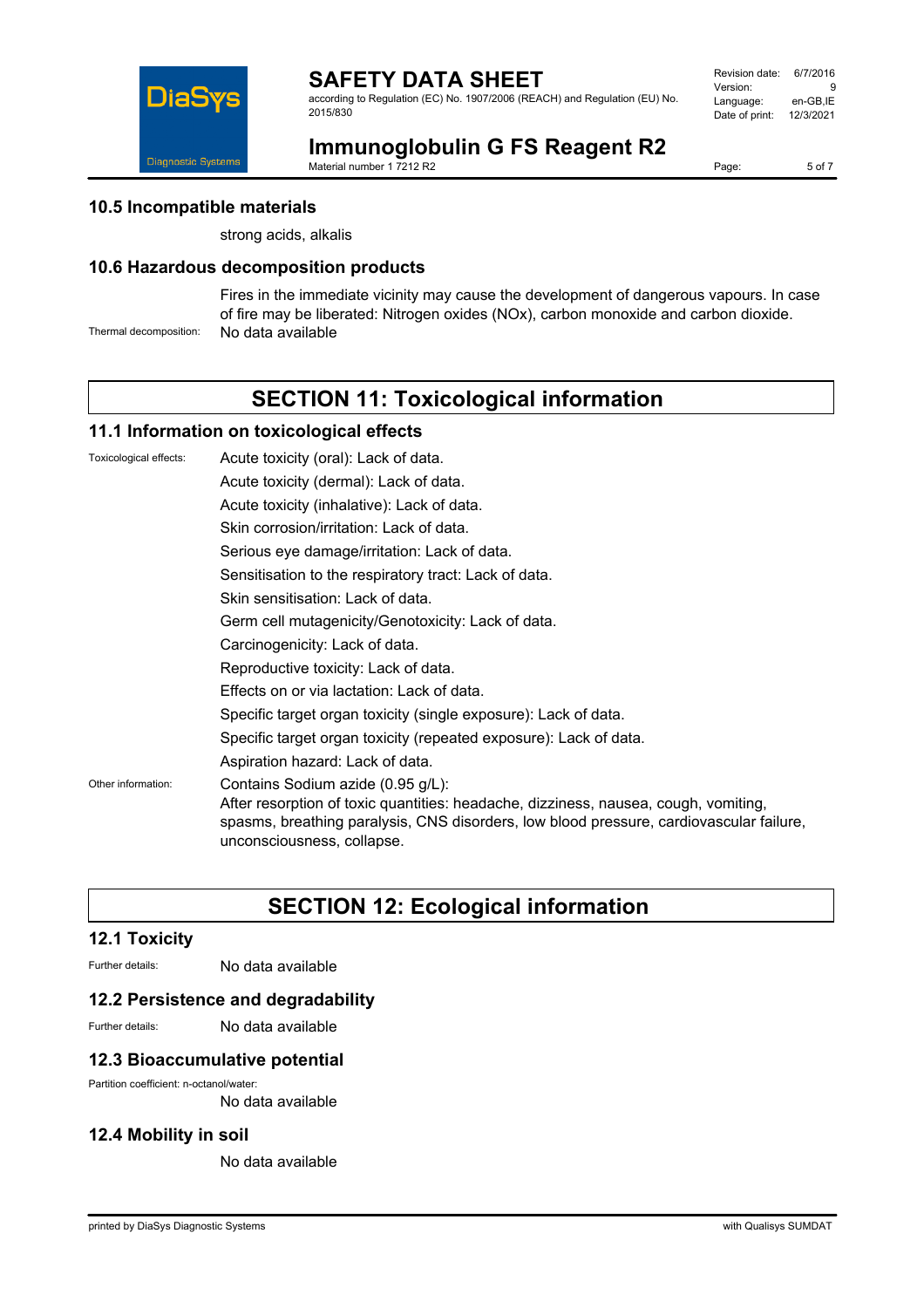### 10.5 Incompatible materials

strong acids, alkalis

### 10.6 Hazardous decomposition products

Fires in the immediate vicinity may cause the development of dangerous vapours. In case of fire may be liberated: Nitrogen oxides (NOx), carbon monoxide and carbon dioxide.

Thermal decomposition: No data available

## SECTION 11: Toxicological information

### 11.1 Information on toxicological effects

Toxicological effects:

Acute toxicity (oral): Lack of data.

Acute toxicity (dermal): Lack of data.

Acute toxicity (inhalative): Lack of data.

Skin corrosion/irritation: Lack of data.

Serious eye damage/irritation: Lack of data.

Sensitisation to the respiratory tract: Lack of data.

Skin sensitisation: Lack of data.

Germ cell mutagenicity/Genotoxicity: Lack of data.

Carcinogenicity: Lack of data.

Reproductive toxicity: Lack of data.

Effects on or via lactation: Lack of data.

Specific target organ toxicity (single exposure): Lack of data.

Specific target organ toxicity (repeated exposure): Lack of data.

Aspiration hazard: Lack of data.

Other information:

Contains Sodium azide (0.95 g/L):
After resorption of toxic quantities: headache, dizziness, nausea, cough, vomiting, spasms, breathing paralysis, CNS disorders, low blood pressure, cardiovascular failure, unconsciousness, collapse.

## SECTION 12: Ecological information

### 12.1 Toxicity

Further details: No data available

### 12.2 Persistence and degradability

Further details: No data available

### 12.3 Bioaccumulative potential

Partition coefficient: n-octanol/water:

No data available

### 12.4 Mobility in soil

No data available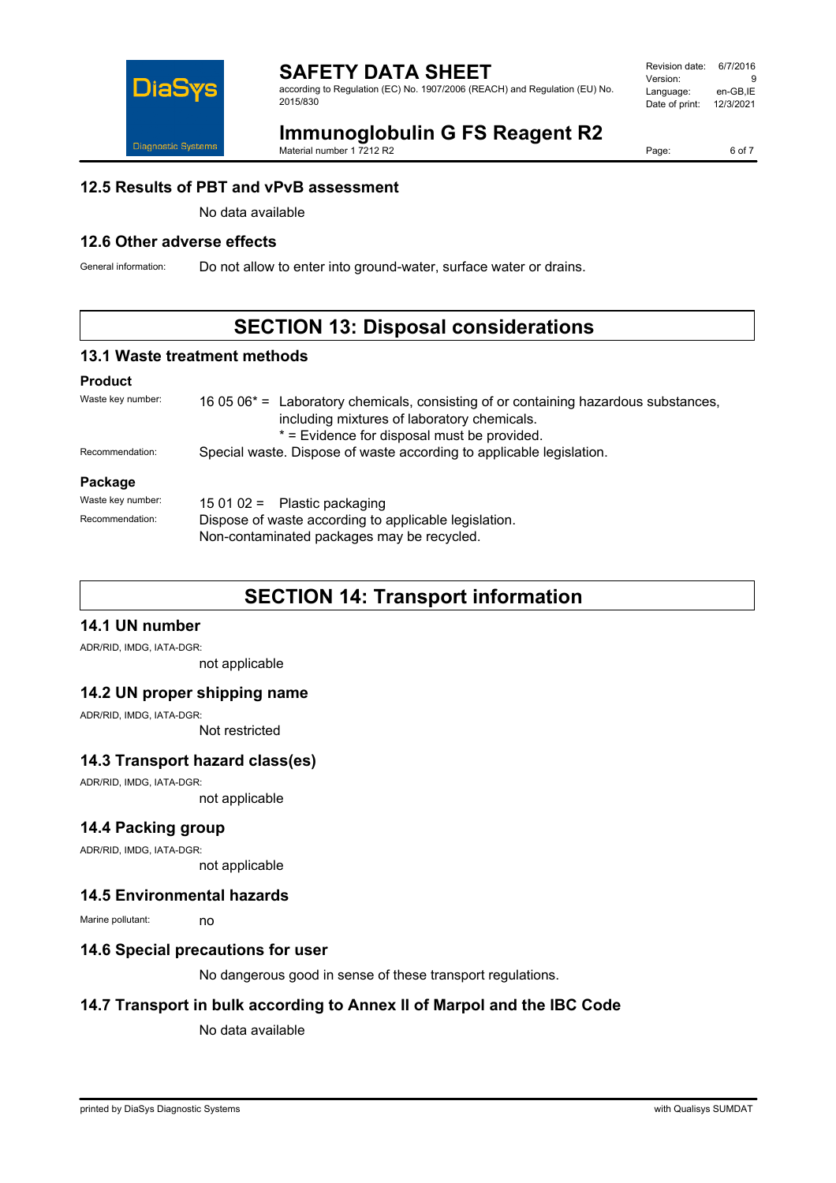### 12.5 Results of PBT and vPvB assessment

No data available

### 12.6 Other adverse effects

General information: Do not allow to enter into ground-water, surface water or drains.

## SECTION 13: Disposal considerations

### 13.1 Waste treatment methods

**Product**

Waste key number: 16 05 06* = Laboratory chemicals, consisting of or containing hazardous substances, including mixtures of laboratory chemicals.
* = Evidence for disposal must be provided.

Recommendation: Special waste. Dispose of waste according to applicable legislation.

**Package**

Waste key number: 15 01 02 = Plastic packaging

Recommendation: Dispose of waste according to applicable legislation.
Non-contaminated packages may be recycled.

## SECTION 14: Transport information

### 14.1 UN number

ADR/RID, IMDG, IATA-DGR:
not applicable

### 14.2 UN proper shipping name

ADR/RID, IMDG, IATA-DGR:
Not restricted

### 14.3 Transport hazard class(es)

ADR/RID, IMDG, IATA-DGR:
not applicable

### 14.4 Packing group

ADR/RID, IMDG, IATA-DGR:
not applicable

### 14.5 Environmental hazards

Marine pollutant: no

### 14.6 Special precautions for user

No dangerous good in sense of these transport regulations.

### 14.7 Transport in bulk according to Annex II of Marpol and the IBC Code

No data available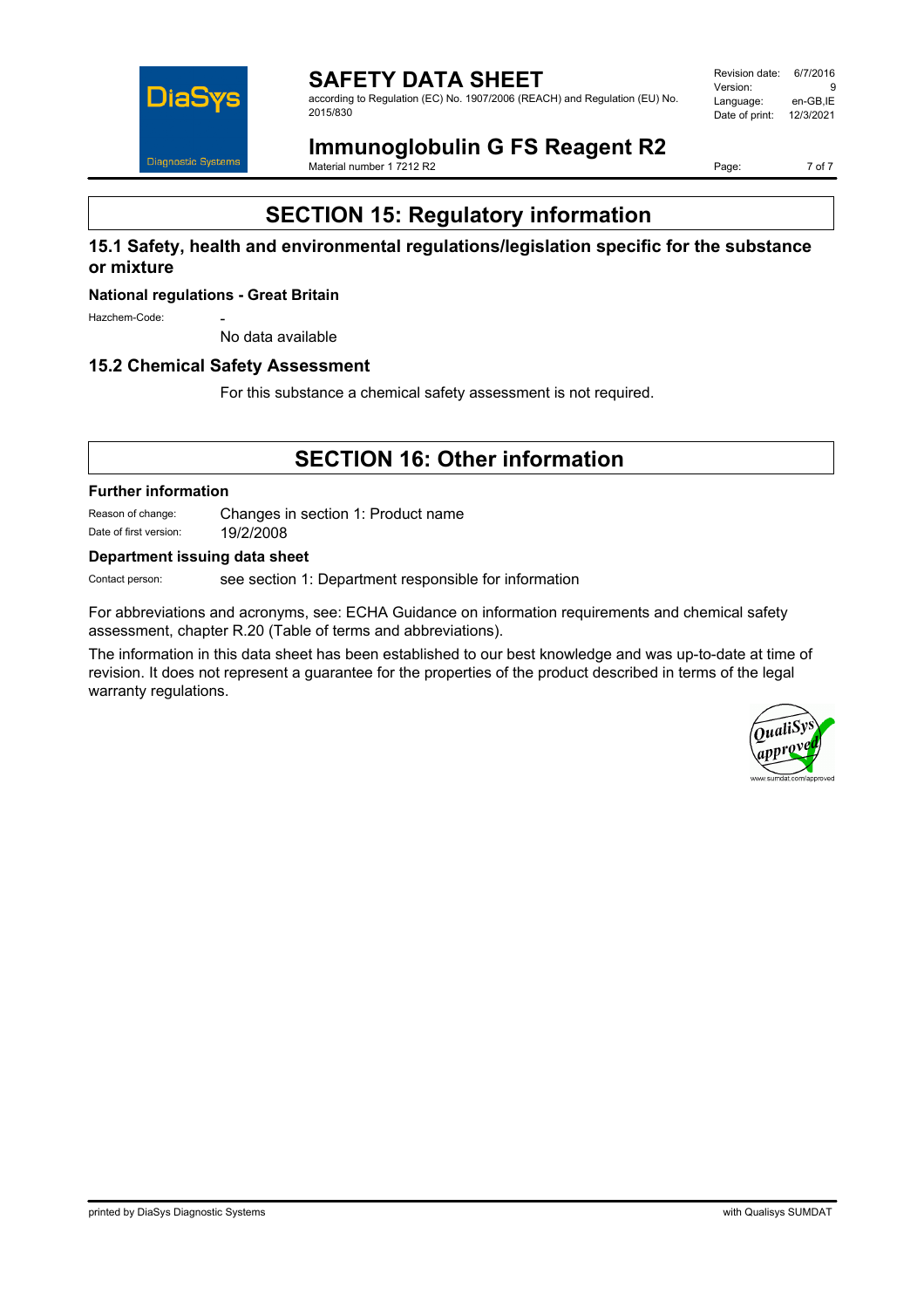# SECTION 15: Regulatory information

## 15.1 Safety, health and environmental regulations/legislation specific for the substance or mixture

### National regulations - Great Britain

Hazchem-Code: -

No data available

## 15.2 Chemical Safety Assessment

For this substance a chemical safety assessment is not required.

# SECTION 16: Other information

### Further information

Reason of change: Changes in section 1: Product name

Date of first version: 19/2/2008

### Department issuing data sheet

Contact person: see section 1: Department responsible for information

For abbreviations and acronyms, see: ECHA Guidance on information requirements and chemical safety assessment, chapter R.20 (Table of terms and abbreviations).

The information in this data sheet has been established to our best knowledge and was up-to-date at time of revision. It does not represent a guarantee for the properties of the product described in terms of the legal warranty regulations.